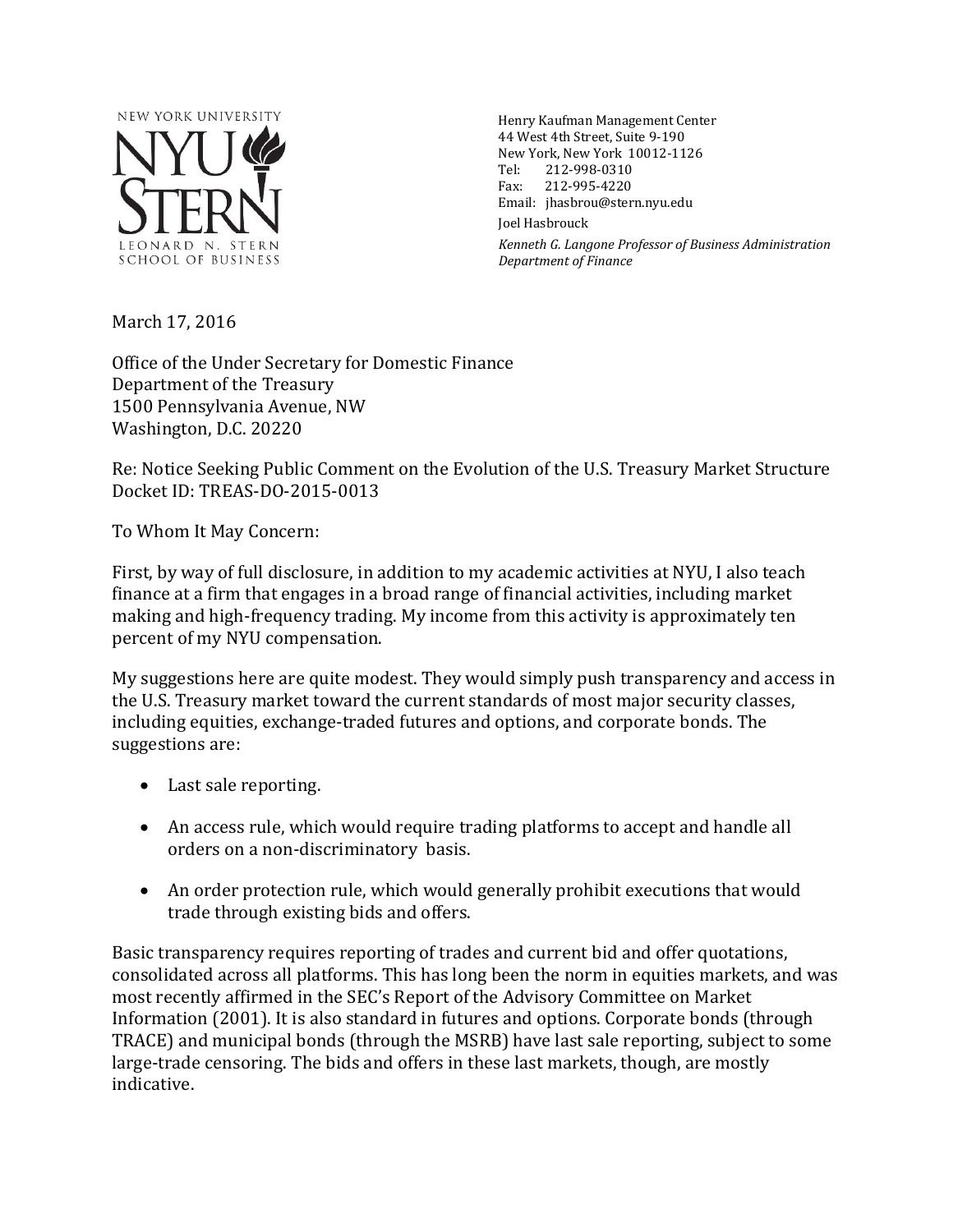NEW YORK UNIVERSITY
NYU STERN
LEONARD N. STERN SCHOOL OF BUSINESS

Henry Kaufman Management Center
44 West 4th Street, Suite 9-190
New York, New York 10012-1126
Tel: 212-998-0310
Fax: 212-995-4220
Email: jhasbrou@stern.nyu.edu

Joel Hasbrouck

*Kenneth G. Langone Professor of Business Administration*
*Department of Finance*

March 17, 2016

Office of the Under Secretary for Domestic Finance
Department of the Treasury
1500 Pennsylvania Avenue, NW
Washington, D.C. 20220

Re: Notice Seeking Public Comment on the Evolution of the U.S. Treasury Market Structure
Docket ID: TREAS-DO-2015-0013

To Whom It May Concern:

First, by way of full disclosure, in addition to my academic activities at NYU, I also teach finance at a firm that engages in a broad range of financial activities, including market making and high-frequency trading. My income from this activity is approximately ten percent of my NYU compensation.

My suggestions here are quite modest. They would simply push transparency and access in the U.S. Treasury market toward the current standards of most major security classes, including equities, exchange-traded futures and options, and corporate bonds. The suggestions are:

- Last sale reporting.
- An access rule, which would require trading platforms to accept and handle all orders on a non-discriminatory basis.
- An order protection rule, which would generally prohibit executions that would trade through existing bids and offers.

Basic transparency requires reporting of trades and current bid and offer quotations, consolidated across all platforms. This has long been the norm in equities markets, and was most recently affirmed in the SEC's Report of the Advisory Committee on Market Information (2001). It is also standard in futures and options. Corporate bonds (through TRACE) and municipal bonds (through the MSRB) have last sale reporting, subject to some large-trade censoring. The bids and offers in these last markets, though, are mostly indicative.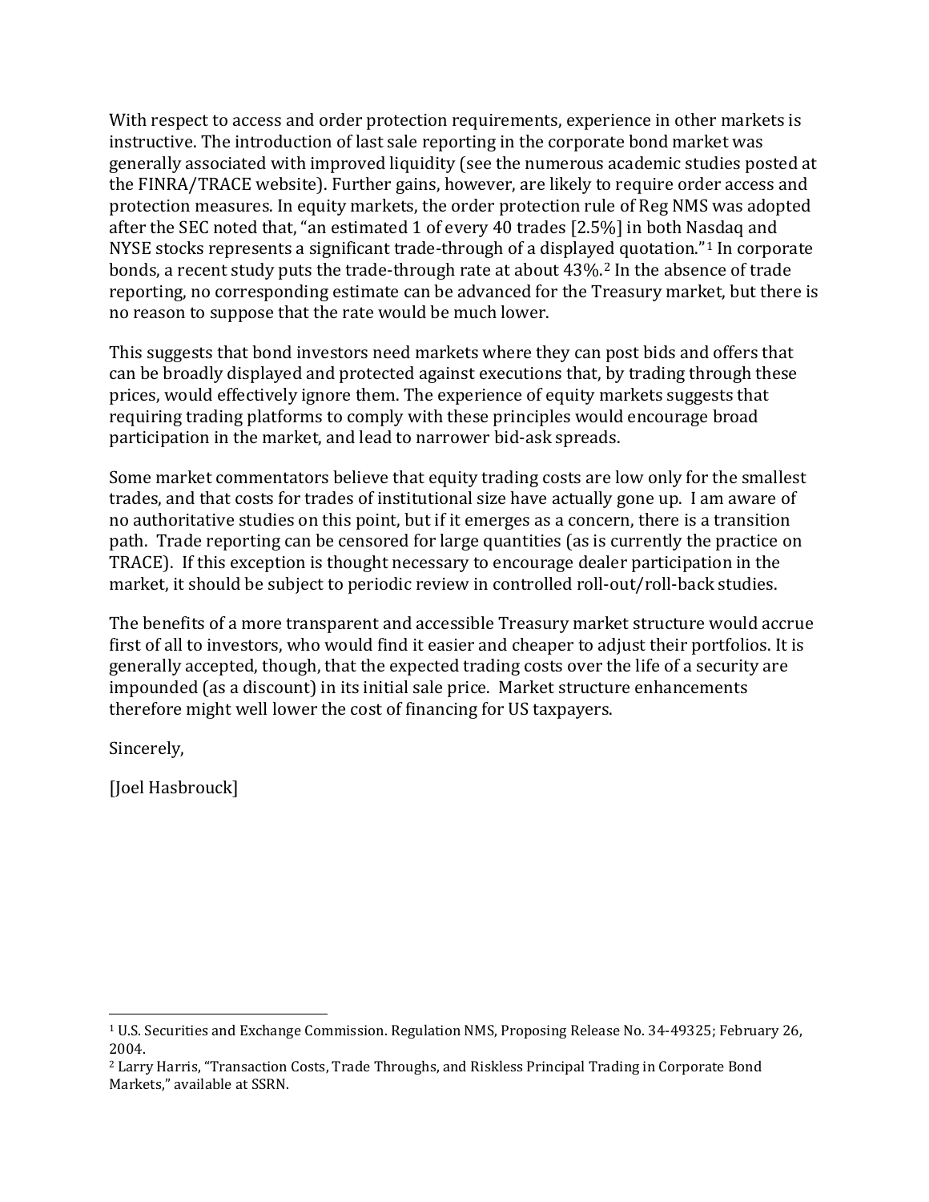With respect to access and order protection requirements, experience in other markets is instructive. The introduction of last sale reporting in the corporate bond market was generally associated with improved liquidity (see the numerous academic studies posted at the FINRA/TRACE website). Further gains, however, are likely to require order access and protection measures. In equity markets, the order protection rule of Reg NMS was adopted after the SEC noted that, "an estimated 1 of every 40 trades [2.5%] in both Nasdaq and NYSE stocks represents a significant trade-through of a displayed quotation."[1] In corporate bonds, a recent study puts the trade-through rate at about 43%.[2] In the absence of trade reporting, no corresponding estimate can be advanced for the Treasury market, but there is no reason to suppose that the rate would be much lower.

This suggests that bond investors need markets where they can post bids and offers that can be broadly displayed and protected against executions that, by trading through these prices, would effectively ignore them. The experience of equity markets suggests that requiring trading platforms to comply with these principles would encourage broad participation in the market, and lead to narrower bid-ask spreads.

Some market commentators believe that equity trading costs are low only for the smallest trades, and that costs for trades of institutional size have actually gone up. I am aware of no authoritative studies on this point, but if it emerges as a concern, there is a transition path. Trade reporting can be censored for large quantities (as is currently the practice on TRACE). If this exception is thought necessary to encourage dealer participation in the market, it should be subject to periodic review in controlled roll-out/roll-back studies.

The benefits of a more transparent and accessible Treasury market structure would accrue first of all to investors, who would find it easier and cheaper to adjust their portfolios. It is generally accepted, though, that the expected trading costs over the life of a security are impounded (as a discount) in its initial sale price. Market structure enhancements therefore might well lower the cost of financing for US taxpayers.

Sincerely,

[Joel Hasbrouck]

---

[1] U.S. Securities and Exchange Commission. Regulation NMS, Proposing Release No. 34-49325; February 26, 2004.

[2] Larry Harris, "Transaction Costs, Trade Throughs, and Riskless Principal Trading in Corporate Bond Markets," available at SSRN.